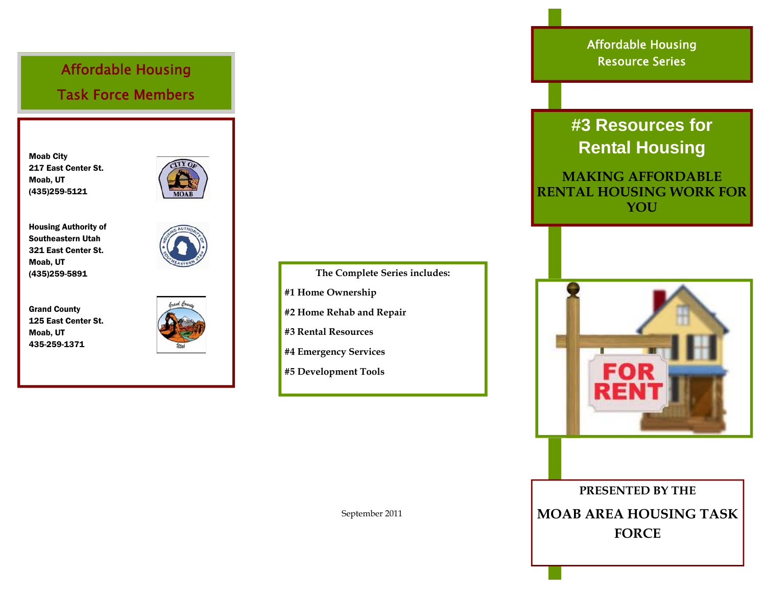## Affordable Housing Task Force Members

**Moab City**
**217 East Center St.**
**Moab, UT**
**(435)259-5121**

**Housing Authority of Southeastern Utah**
**321 East Center St.**
**Moab, UT**
**(435)259-5891**

**Grand County**
**125 East Center St.**
**Moab, UT**
**435-259-1371**

**The Complete Series includes:**

**#1 Home Ownership**

**#2 Home Rehab and Repair**

**#3 Rental Resources**

**#4 Emergency Services**

**#5 Development Tools**

September 2011

Affordable Housing Resource Series

# #3 Resources for Rental Housing

## MAKING AFFORDABLE RENTAL HOUSING WORK FOR YOU

**PRESENTED BY THE**

**MOAB AREA HOUSING TASK FORCE**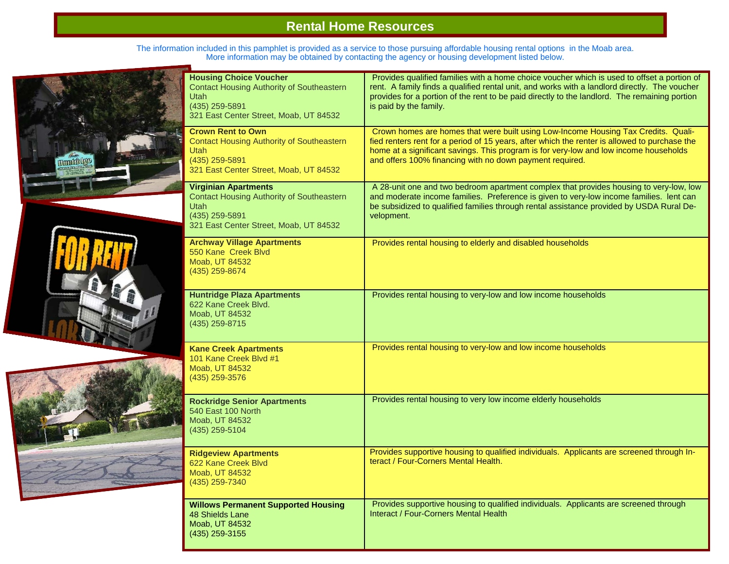# Rental Home Resources

The information included in this pamphlet is provided as a service to those pursuing affordable housing rental options in the Moab area. More information may be obtained by contacting the agency or housing development listed below.

| | |
|---|---|
| **Housing Choice Voucher**<br>Contact Housing Authority of Southeastern Utah<br>(435) 259-5891<br>321 East Center Street, Moab, UT 84532 | Provides qualified families with a home choice voucher which is used to offset a portion of rent. A family finds a qualified rental unit, and works with a landlord directly. The voucher provides for a portion of the rent to be paid directly to the landlord. The remaining portion is paid by the family. |
| **Crown Rent to Own**<br>Contact Housing Authority of Southeastern Utah<br>(435) 259-5891<br>321 East Center Street, Moab, UT 84532 | Crown homes are homes that were built using Low-Income Housing Tax Credits. Qualified renters rent for a period of 15 years, after which the renter is allowed to purchase the home at a significant savings. This program is for very-low and low income households and offers 100% financing with no down payment required. |
| **Virginian Apartments**<br>Contact Housing Authority of Southeastern Utah<br>(435) 259-5891<br>321 East Center Street, Moab, UT 84532 | A 28-unit one and two bedroom apartment complex that provides housing to very-low, low and moderate income families. Preference is given to very-low income families. lent can be subsidized to qualified families through rental assistance provided by USDA Rural Development. |
| **Archway Village Apartments**<br>550 Kane Creek Blvd<br>Moab, UT 84532<br>(435) 259-8674 | Provides rental housing to elderly and disabled households |
| **Huntridge Plaza Apartments**<br>622 Kane Creek Blvd.<br>Moab, UT 84532<br>(435) 259-8715 | Provides rental housing to very-low and low income households |
| **Kane Creek Apartments**<br>101 Kane Creek Blvd #1<br>Moab, UT 84532<br>(435) 259-3576 | Provides rental housing to very-low and low income households |
| **Rockridge Senior Apartments**<br>540 East 100 North<br>Moab, UT 84532<br>(435) 259-5104 | Provides rental housing to very low income elderly households |
| **Ridgeview Apartments**<br>622 Kane Creek Blvd<br>Moab, UT 84532<br>(435) 259-7340 | Provides supportive housing to qualified individuals. Applicants are screened through Interact / Four-Corners Mental Health. |
| **Willows Permanent Supported Housing**<br>48 Shields Lane<br>Moab, UT 84532<br>(435) 259-3155 | Provides supportive housing to qualified individuals. Applicants are screened through Interact / Four-Corners Mental Health |